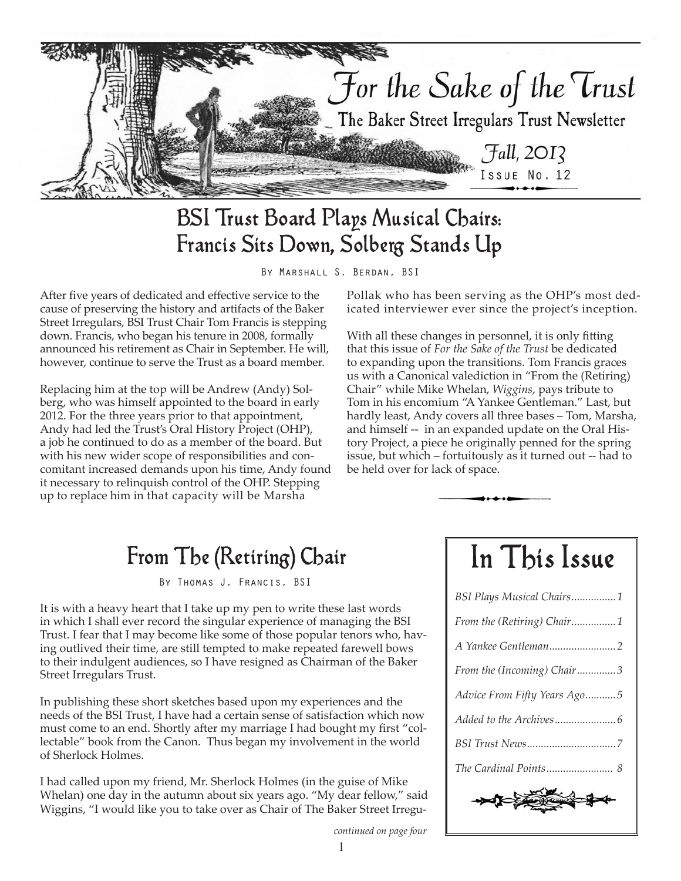# For the Sake of the Trust

The Baker Street Irregulars Trust Newsletter

Fall, 2013

Issue No. 12

## BSI Trust Board Plays Musical Chairs: Francis Sits Down, Solberg Stands Up

By Marshall S. Berdan, BSI

After five years of dedicated and effective service to the cause of preserving the history and artifacts of the Baker Street Irregulars, BSI Trust Chair Tom Francis is stepping down. Francis, who began his tenure in 2008, formally announced his retirement as Chair in September. He will, however, continue to serve the Trust as a board member.

Replacing him at the top will be Andrew (Andy) Solberg, who was himself appointed to the board in early 2012. For the three years prior to that appointment, Andy had led the Trust's Oral History Project (OHP), a job he continued to do as a member of the board. But with his new wider scope of responsibilities and concomitant increased demands upon his time, Andy found it necessary to relinquish control of the OHP. Stepping up to replace him in that capacity will be Marsha Pollak who has been serving as the OHP's most dedicated interviewer ever since the project's inception.

With all these changes in personnel, it is only fitting that this issue of *For the Sake of the Trust* be dedicated to expanding upon the transitions. Tom Francis graces us with a Canonical valediction in "From the (Retiring) Chair" while Mike Whelan, *Wiggins*, pays tribute to Tom in his encomium "A Yankee Gentleman." Last, but hardly least, Andy covers all three bases – Tom, Marsha, and himself -- in an expanded update on the Oral History Project, a piece he originally penned for the spring issue, but which – fortuitously as it turned out -- had to be held over for lack of space.

## From The (Retiring) Chair

By Thomas J. Francis, BSI

It is with a heavy heart that I take up my pen to write these last words in which I shall ever record the singular experience of managing the BSI Trust. I fear that I may become like some of those popular tenors who, having outlived their time, are still tempted to make repeated farewell bows to their indulgent audiences, so I have resigned as Chairman of the Baker Street Irregulars Trust.

In publishing these short sketches based upon my experiences and the needs of the BSI Trust, I have had a certain sense of satisfaction which now must come to an end. Shortly after my marriage I had bought my first "collectable" book from the Canon. Thus began my involvement in the world of Sherlock Holmes.

I had called upon my friend, Mr. Sherlock Holmes (in the guise of Mike Whelan) one day in the autumn about six years ago. "My dear fellow," said Wiggins, "I would like you to take over as Chair of The Baker Street Irregu-

*continued on page four*

## In This Issue

- *BSI Plays Musical Chairs*................1
- *From the (Retiring) Chair*................1
- *A Yankee Gentleman*........................2
- *From the (Incoming) Chair*..............3
- *Advice From Fifty Years Ago*...........5
- *Added to the Archives*......................6
- *BSI Trust News*................................7
- *The Cardinal Points*........................ 8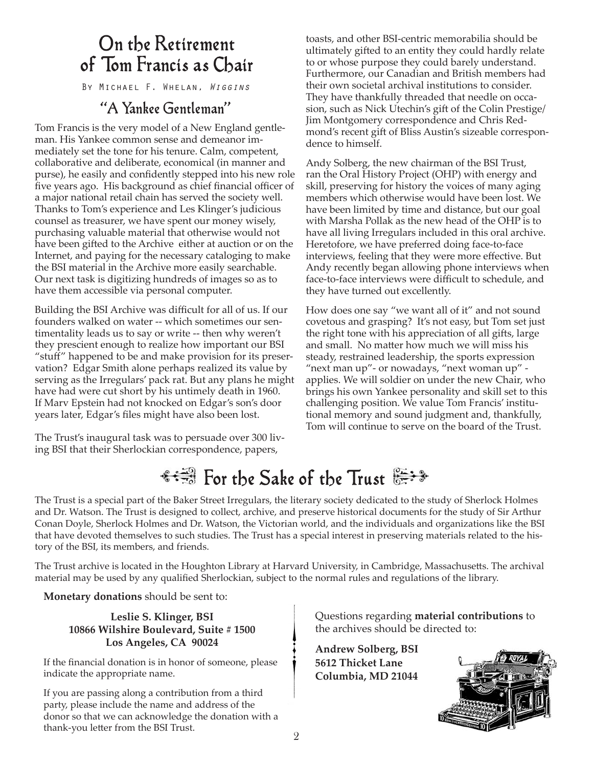# On the Retirement of Tom Francis as Chair

By Michael F. Whelan, *Wiggins*

## "A Yankee Gentleman"

Tom Francis is the very model of a New England gentleman. His Yankee common sense and demeanor immediately set the tone for his tenure. Calm, competent, collaborative and deliberate, economical (in manner and purse), he easily and confidently stepped into his new role five years ago. His background as chief financial officer of a major national retail chain has served the society well. Thanks to Tom's experience and Les Klinger's judicious counsel as treasurer, we have spent our money wisely, purchasing valuable material that otherwise would not have been gifted to the Archive either at auction or on the Internet, and paying for the necessary cataloging to make the BSI material in the Archive more easily searchable. Our next task is digitizing hundreds of images so as to have them accessible via personal computer.

Building the BSI Archive was difficult for all of us. If our founders walked on water -- which sometimes our sentimentality leads us to say or write -- then why weren't they prescient enough to realize how important our BSI "stuff" happened to be and make provision for its preservation? Edgar Smith alone perhaps realized its value by serving as the Irregulars' pack rat. But any plans he might have had were cut short by his untimely death in 1960. If Marv Epstein had not knocked on Edgar's son's door years later, Edgar's files might have also been lost.

The Trust's inaugural task was to persuade over 300 living BSI that their Sherlockian correspondence, papers, toasts, and other BSI-centric memorabilia should be ultimately gifted to an entity they could hardly relate to or whose purpose they could barely understand. Furthermore, our Canadian and British members had their own societal archival institutions to consider. They have thankfully threaded that needle on occasion, such as Nick Utechin's gift of the Colin Prestige/Jim Montgomery correspondence and Chris Redmond's recent gift of Bliss Austin's sizeable correspondence to himself.

Andy Solberg, the new chairman of the BSI Trust, ran the Oral History Project (OHP) with energy and skill, preserving for history the voices of many aging members which otherwise would have been lost. We have been limited by time and distance, but our goal with Marsha Pollak as the new head of the OHP is to have all living Irregulars included in this oral archive. Heretofore, we have preferred doing face-to-face interviews, feeling that they were more effective. But Andy recently began allowing phone interviews when face-to-face interviews were difficult to schedule, and they have turned out excellently.

How does one say "we want all of it" and not sound covetous and grasping? It's not easy, but Tom set just the right tone with his appreciation of all gifts, large and small. No matter how much we will miss his steady, restrained leadership, the sports expression "next man up"- or nowadays, "next woman up" - applies. We will soldier on under the new Chair, who brings his own Yankee personality and skill set to this challenging position. We value Tom Francis' institutional memory and sound judgment and, thankfully, Tom will continue to serve on the board of the Trust.

# For the Sake of the Trust

The Trust is a special part of the Baker Street Irregulars, the literary society dedicated to the study of Sherlock Holmes and Dr. Watson. The Trust is designed to collect, archive, and preserve historical documents for the study of Sir Arthur Conan Doyle, Sherlock Holmes and Dr. Watson, the Victorian world, and the individuals and organizations like the BSI that have devoted themselves to such studies. The Trust has a special interest in preserving materials related to the history of the BSI, its members, and friends.

The Trust archive is located in the Houghton Library at Harvard University, in Cambridge, Massachusetts. The archival material may be used by any qualified Sherlockian, subject to the normal rules and regulations of the library.

**Monetary donations** should be sent to:

**Leslie S. Klinger, BSI**
**10866 Wilshire Boulevard, Suite # 1500**
**Los Angeles, CA 90024**

If the financial donation is in honor of someone, please indicate the appropriate name.

If you are passing along a contribution from a third party, please include the name and address of the donor so that we can acknowledge the donation with a thank-you letter from the BSI Trust.

Questions regarding **material contributions** to the archives should be directed to:

**Andrew Solberg, BSI**
**5612 Thicket Lane**
**Columbia, MD 21044**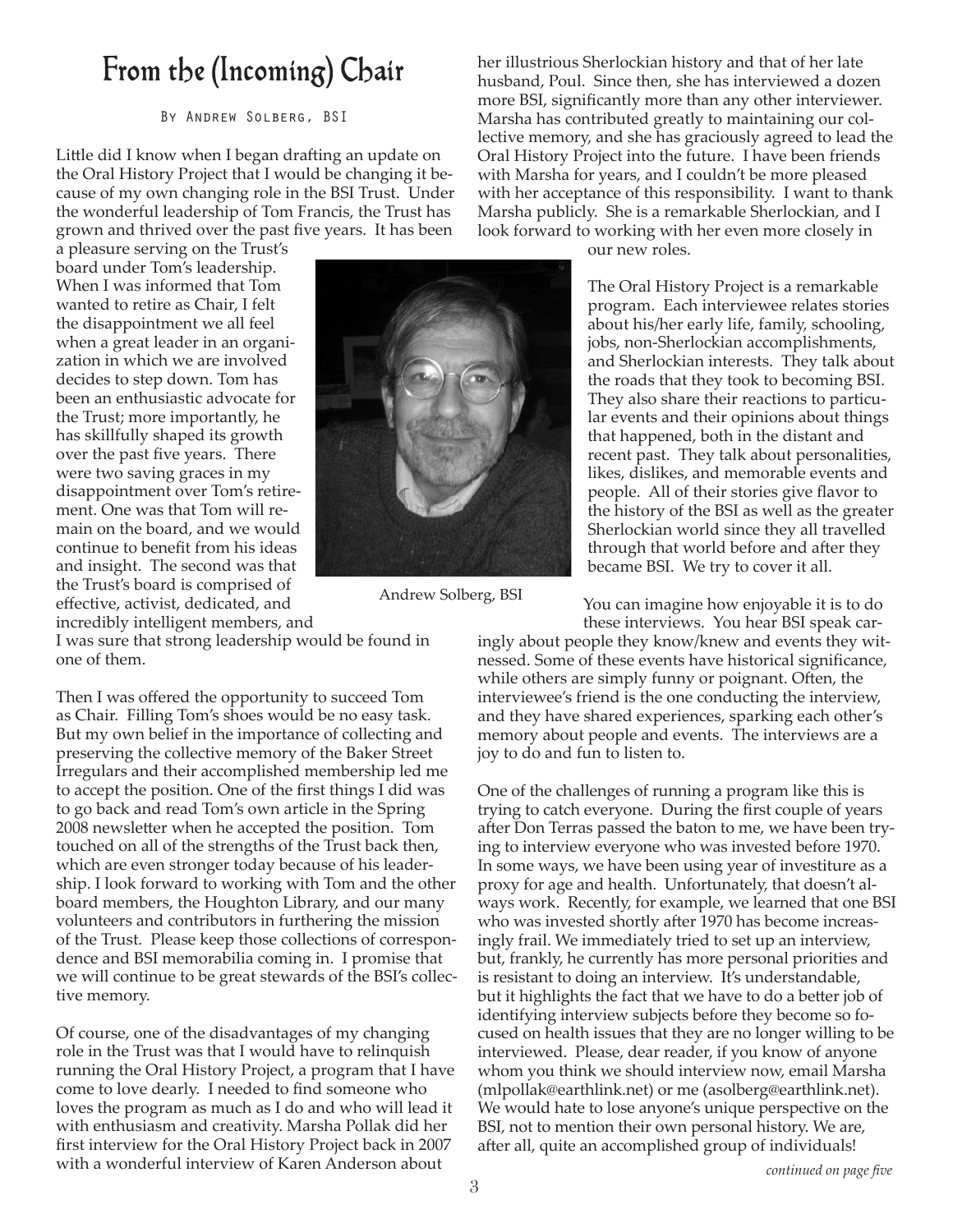# From the (Incoming) Chair

By Andrew Solberg, BSI

Little did I know when I began drafting an update on the Oral History Project that I would be changing it because of my own changing role in the BSI Trust. Under the wonderful leadership of Tom Francis, the Trust has grown and thrived over the past five years. It has been a pleasure serving on the Trust's board under Tom's leadership. When I was informed that Tom wanted to retire as Chair, I felt the disappointment we all feel when a great leader in an organization in which we are involved decides to step down. Tom has been an enthusiastic advocate for the Trust; more importantly, he has skillfully shaped its growth over the past five years. There were two saving graces in my disappointment over Tom's retirement. One was that Tom will remain on the board, and we would continue to benefit from his ideas and insight. The second was that the Trust's board is comprised of effective, activist, dedicated, and incredibly intelligent members, and I was sure that strong leadership would be found in one of them.

Andrew Solberg, BSI

Then I was offered the opportunity to succeed Tom as Chair. Filling Tom's shoes would be no easy task. But my own belief in the importance of collecting and preserving the collective memory of the Baker Street Irregulars and their accomplished membership led me to accept the position. One of the first things I did was to go back and read Tom's own article in the Spring 2008 newsletter when he accepted the position. Tom touched on all of the strengths of the Trust back then, which are even stronger today because of his leadership. I look forward to working with Tom and the other board members, the Houghton Library, and our many volunteers and contributors in furthering the mission of the Trust. Please keep those collections of correspondence and BSI memorabilia coming in. I promise that we will continue to be great stewards of the BSI's collective memory.

Of course, one of the disadvantages of my changing role in the Trust was that I would have to relinquish running the Oral History Project, a program that I have come to love dearly. I needed to find someone who loves the program as much as I do and who will lead it with enthusiasm and creativity. Marsha Pollak did her first interview for the Oral History Project back in 2007 with a wonderful interview of Karen Anderson about her illustrious Sherlockian history and that of her late husband, Poul. Since then, she has interviewed a dozen more BSI, significantly more than any other interviewer. Marsha has contributed greatly to maintaining our collective memory, and she has graciously agreed to lead the Oral History Project into the future. I have been friends with Marsha for years, and I couldn't be more pleased with her acceptance of this responsibility. I want to thank Marsha publicly. She is a remarkable Sherlockian, and I look forward to working with her even more closely in our new roles.

The Oral History Project is a remarkable program. Each interviewee relates stories about his/her early life, family, schooling, jobs, non-Sherlockian accomplishments, and Sherlockian interests. They talk about the roads that they took to becoming BSI. They also share their reactions to particular events and their opinions about things that happened, both in the distant and recent past. They talk about personalities, likes, dislikes, and memorable events and people. All of their stories give flavor to the history of the BSI as well as the greater Sherlockian world since they all travelled through that world before and after they became BSI. We try to cover it all.

You can imagine how enjoyable it is to do these interviews. You hear BSI speak caringly about people they know/knew and events they witnessed. Some of these events have historical significance, while others are simply funny or poignant. Often, the interviewee's friend is the one conducting the interview, and they have shared experiences, sparking each other's memory about people and events. The interviews are a joy to do and fun to listen to.

One of the challenges of running a program like this is trying to catch everyone. During the first couple of years after Don Terras passed the baton to me, we have been trying to interview everyone who was invested before 1970. In some ways, we have been using year of investiture as a proxy for age and health. Unfortunately, that doesn't always work. Recently, for example, we learned that one BSI who was invested shortly after 1970 has become increasingly frail. We immediately tried to set up an interview, but, frankly, he currently has more personal priorities and is resistant to doing an interview. It's understandable, but it highlights the fact that we have to do a better job of identifying interview subjects before they become so focused on health issues that they are no longer willing to be interviewed. Please, dear reader, if you know of anyone whom you think we should interview now, email Marsha (mlpollak@earthlink.net) or me (asolberg@earthlink.net). We would hate to lose anyone's unique perspective on the BSI, not to mention their own personal history. We are, after all, quite an accomplished group of individuals!

*continued on page five*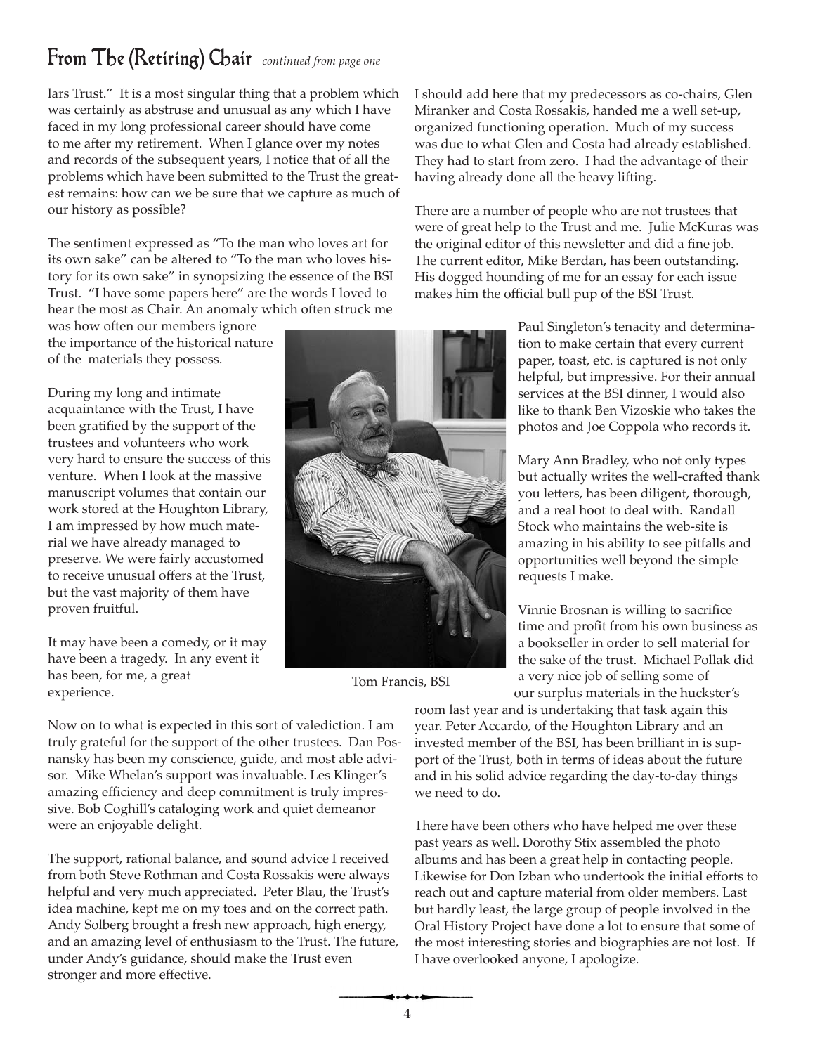## From The (Retiring) Chair *continued from page one*

lars Trust." It is a most singular thing that a problem which was certainly as abstruse and unusual as any which I have faced in my long professional career should have come to me after my retirement. When I glance over my notes and records of the subsequent years, I notice that of all the problems which have been submitted to the Trust the greatest remains: how can we be sure that we capture as much of our history as possible?

The sentiment expressed as "To the man who loves art for its own sake" can be altered to "To the man who loves history for its own sake" in synopsizing the essence of the BSI Trust. "I have some papers here" are the words I loved to hear the most as Chair. An anomaly which often struck me was how often our members ignore the importance of the historical nature of the materials they possess.

During my long and intimate acquaintance with the Trust, I have been gratified by the support of the trustees and volunteers who work very hard to ensure the success of this venture. When I look at the massive manuscript volumes that contain our work stored at the Houghton Library, I am impressed by how much material we have already managed to preserve. We were fairly accustomed to receive unusual offers at the Trust, but the vast majority of them have proven fruitful.

It may have been a comedy, or it may have been a tragedy. In any event it has been, for me, a great experience.

Tom Francis, BSI

Now on to what is expected in this sort of valediction. I am truly grateful for the support of the other trustees. Dan Posnansky has been my conscience, guide, and most able advisor. Mike Whelan's support was invaluable. Les Klinger's amazing efficiency and deep commitment is truly impressive. Bob Coghill's cataloging work and quiet demeanor were an enjoyable delight.

The support, rational balance, and sound advice I received from both Steve Rothman and Costa Rossakis were always helpful and very much appreciated. Peter Blau, the Trust's idea machine, kept me on my toes and on the correct path. Andy Solberg brought a fresh new approach, high energy, and an amazing level of enthusiasm to the Trust. The future, under Andy's guidance, should make the Trust even stronger and more effective.

I should add here that my predecessors as co-chairs, Glen Miranker and Costa Rossakis, handed me a well set-up, organized functioning operation. Much of my success was due to what Glen and Costa had already established. They had to start from zero. I had the advantage of their having already done all the heavy lifting.

There are a number of people who are not trustees that were of great help to the Trust and me. Julie McKuras was the original editor of this newsletter and did a fine job. The current editor, Mike Berdan, has been outstanding. His dogged hounding of me for an essay for each issue makes him the official bull pup of the BSI Trust.

Paul Singleton's tenacity and determination to make certain that every current paper, toast, etc. is captured is not only helpful, but impressive. For their annual services at the BSI dinner, I would also like to thank Ben Vizoskie who takes the photos and Joe Coppola who records it.

Mary Ann Bradley, who not only types but actually writes the well-crafted thank you letters, has been diligent, thorough, and a real hoot to deal with. Randall Stock who maintains the web-site is amazing in his ability to see pitfalls and opportunities well beyond the simple requests I make.

Vinnie Brosnan is willing to sacrifice time and profit from his own business as a bookseller in order to sell material for the sake of the trust. Michael Pollak did a very nice job of selling some of our surplus materials in the huckster's room last year and is undertaking that task again this year. Peter Accardo, of the Houghton Library and an invested member of the BSI, has been brilliant in is support of the Trust, both in terms of ideas about the future and in his solid advice regarding the day-to-day things we need to do.

There have been others who have helped me over these past years as well. Dorothy Stix assembled the photo albums and has been a great help in contacting people. Likewise for Don Izban who undertook the initial efforts to reach out and capture material from older members. Last but hardly least, the large group of people involved in the Oral History Project have done a lot to ensure that some of the most interesting stories and biographies are not lost. If I have overlooked anyone, I apologize.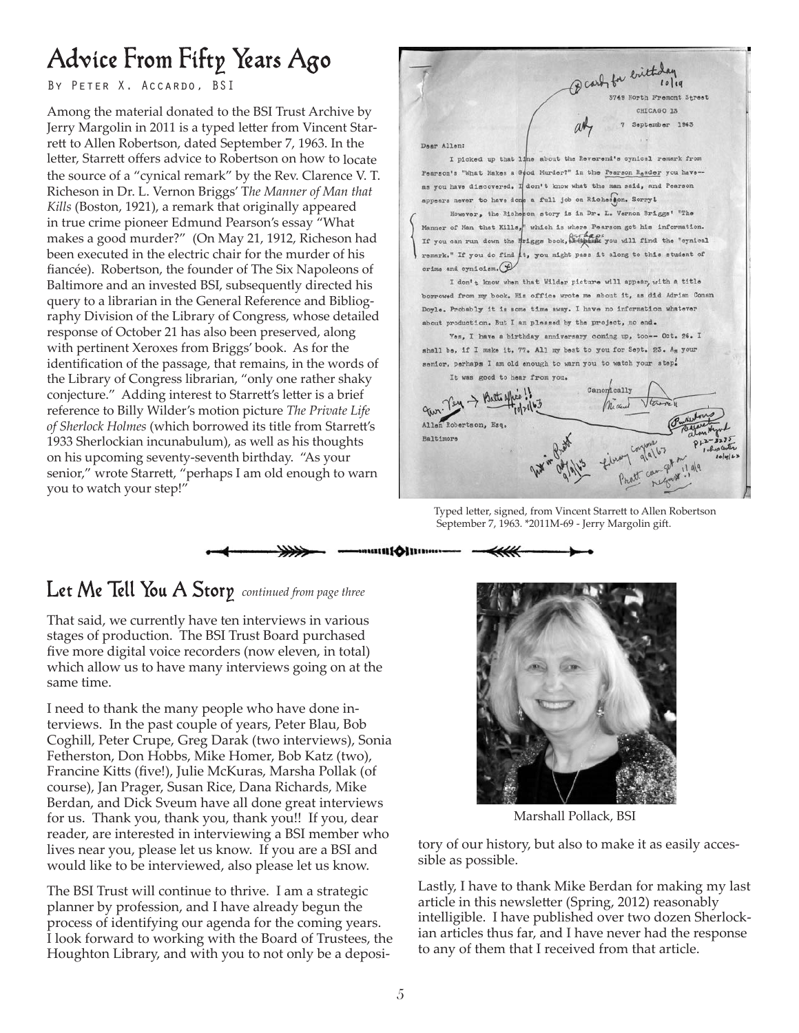# Advice From Fifty Years Ago

By Peter X. Accardo, BSI

Among the material donated to the BSI Trust Archive by Jerry Margolin in 2011 is a typed letter from Vincent Starrett to Allen Robertson, dated September 7, 1963. In the letter, Starrett offers advice to Robertson on how to locate the source of a "cynical remark" by the Rev. Clarence V. T. Richeson in Dr. L. Vernon Briggs' *The Manner of Man that Kills* (Boston, 1921), a remark that originally appeared in true crime pioneer Edmund Pearson's essay "What makes a good murder?" (On May 21, 1912, Richeson had been executed in the electric chair for the murder of his fiancée). Robertson, the founder of The Six Napoleons of Baltimore and an invested BSI, subsequently directed his query to a librarian in the General Reference and Bibliography Division of the Library of Congress, whose detailed response of October 21 has also been preserved, along with pertinent Xeroxes from Briggs' book. As for the identification of the passage, that remains, in the words of the Library of Congress librarian, "only one rather shaky conjecture." Adding interest to Starrett's letter is a brief reference to Billy Wilder's motion picture *The Private Life of Sherlock Holmes* (which borrowed its title from Starrett's 1933 Sherlockian incunabulum), as well as his thoughts on his upcoming seventy-seventh birthday. "As your senior," wrote Starrett, "perhaps I am old enough to warn you to watch your step!"

Typed letter, signed, from Vincent Starrett to Allen Robertson September 7, 1963. *2011M-69 - Jerry Margolin gift.

## Let Me Tell You A Story *continued from page three*

That said, we currently have ten interviews in various stages of production. The BSI Trust Board purchased five more digital voice recorders (now eleven, in total) which allow us to have many interviews going on at the same time.

I need to thank the many people who have done interviews. In the past couple of years, Peter Blau, Bob Coghill, Peter Crupe, Greg Darak (two interviews), Sonia Fetherston, Don Hobbs, Mike Homer, Bob Katz (two), Francine Kitts (five!), Julie McKuras, Marsha Pollak (of course), Jan Prager, Susan Rice, Dana Richards, Mike Berdan, and Dick Sveum have all done great interviews for us. Thank you, thank you, thank you!! If you, dear reader, are interested in interviewing a BSI member who lives near you, please let us know. If you are a BSI and would like to be interviewed, also please let us know.

The BSI Trust will continue to thrive. I am a strategic planner by profession, and I have already begun the process of identifying our agenda for the coming years. I look forward to working with the Board of Trustees, the Houghton Library, and with you to not only be a depository of our history, but also to make it as easily accessible as possible.

Marshall Pollack, BSI

Lastly, I have to thank Mike Berdan for making my last article in this newsletter (Spring, 2012) reasonably intelligible. I have published over two dozen Sherlockian articles thus far, and I have never had the response to any of them that I received from that article.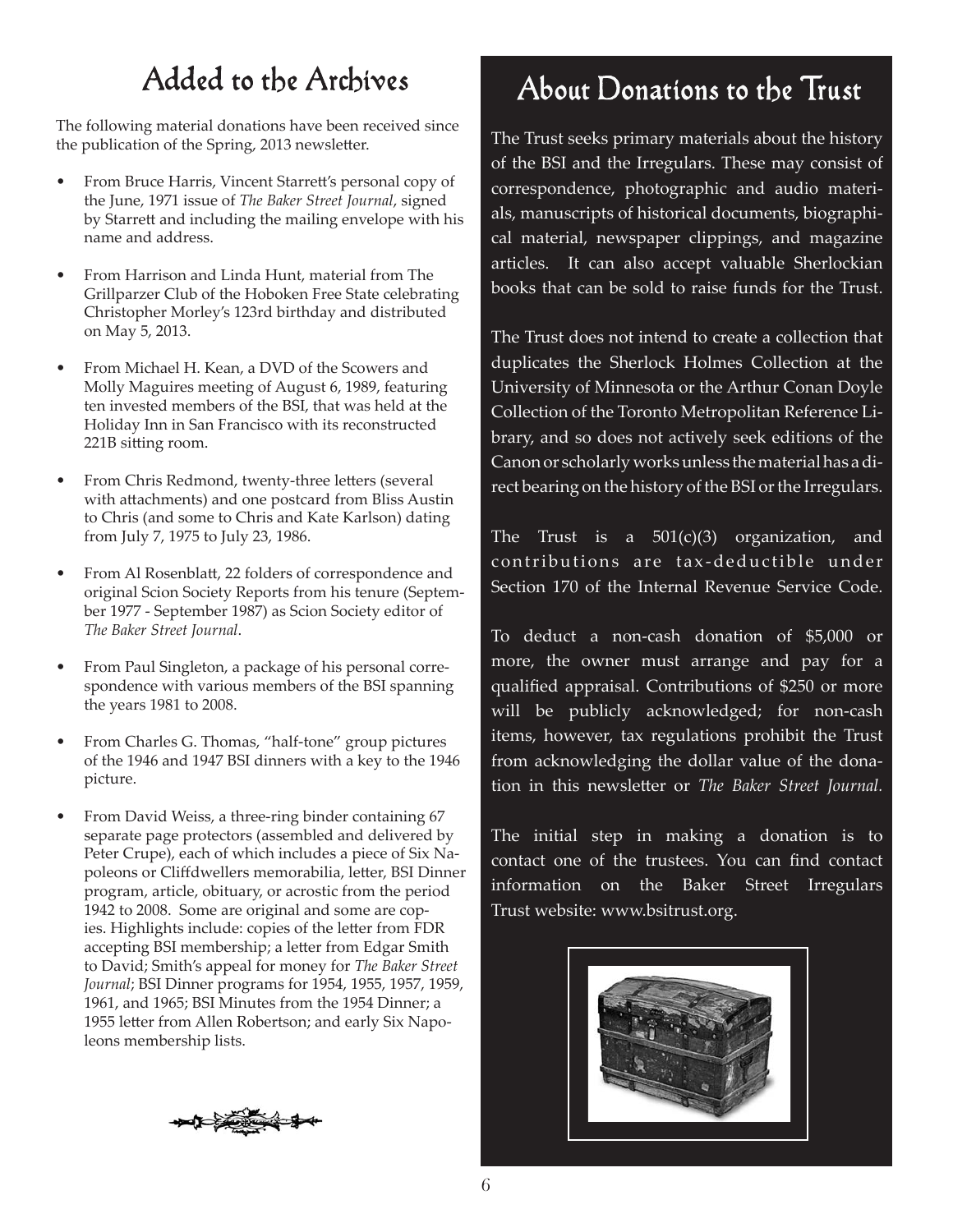## Added to the Archives

The following material donations have been received since the publication of the Spring, 2013 newsletter.

- From Bruce Harris, Vincent Starrett's personal copy of the June, 1971 issue of *The Baker Street Journal*, signed by Starrett and including the mailing envelope with his name and address.
- From Harrison and Linda Hunt, material from The Grillparzer Club of the Hoboken Free State celebrating Christopher Morley's 123rd birthday and distributed on May 5, 2013.
- From Michael H. Kean, a DVD of the Scowers and Molly Maguires meeting of August 6, 1989, featuring ten invested members of the BSI, that was held at the Holiday Inn in San Francisco with its reconstructed 221B sitting room.
- From Chris Redmond, twenty-three letters (several with attachments) and one postcard from Bliss Austin to Chris (and some to Chris and Kate Karlson) dating from July 7, 1975 to July 23, 1986.
- From Al Rosenblatt, 22 folders of correspondence and original Scion Society Reports from his tenure (September 1977 - September 1987) as Scion Society editor of *The Baker Street Journal*.
- From Paul Singleton, a package of his personal correspondence with various members of the BSI spanning the years 1981 to 2008.
- From Charles G. Thomas, "half-tone" group pictures of the 1946 and 1947 BSI dinners with a key to the 1946 picture.
- From David Weiss, a three-ring binder containing 67 separate page protectors (assembled and delivered by Peter Crupe), each of which includes a piece of Six Napoleons or Cliffdwellers memorabilia, letter, BSI Dinner program, article, obituary, or acrostic from the period 1942 to 2008. Some are original and some are copies. Highlights include: copies of the letter from FDR accepting BSI membership; a letter from Edgar Smith to David; Smith's appeal for money for *The Baker Street Journal*; BSI Dinner programs for 1954, 1955, 1957, 1959, 1961, and 1965; BSI Minutes from the 1954 Dinner; a 1955 letter from Allen Robertson; and early Six Napoleons membership lists.

## About Donations to the Trust

The Trust seeks primary materials about the history of the BSI and the Irregulars. These may consist of correspondence, photographic and audio materials, manuscripts of historical documents, biographical material, newspaper clippings, and magazine articles. It can also accept valuable Sherlockian books that can be sold to raise funds for the Trust.

The Trust does not intend to create a collection that duplicates the Sherlock Holmes Collection at the University of Minnesota or the Arthur Conan Doyle Collection of the Toronto Metropolitan Reference Library, and so does not actively seek editions of the Canon or scholarly works unless the material has a direct bearing on the history of the BSI or the Irregulars.

The Trust is a 501(c)(3) organization, and contributions are tax-deductible under Section 170 of the Internal Revenue Service Code.

To deduct a non-cash donation of $5,000 or more, the owner must arrange and pay for a qualified appraisal. Contributions of $250 or more will be publicly acknowledged; for non-cash items, however, tax regulations prohibit the Trust from acknowledging the dollar value of the donation in this newsletter or *The Baker Street Journal.*

The initial step in making a donation is to contact one of the trustees. You can find contact information on the Baker Street Irregulars Trust website: www.bsitrust.org.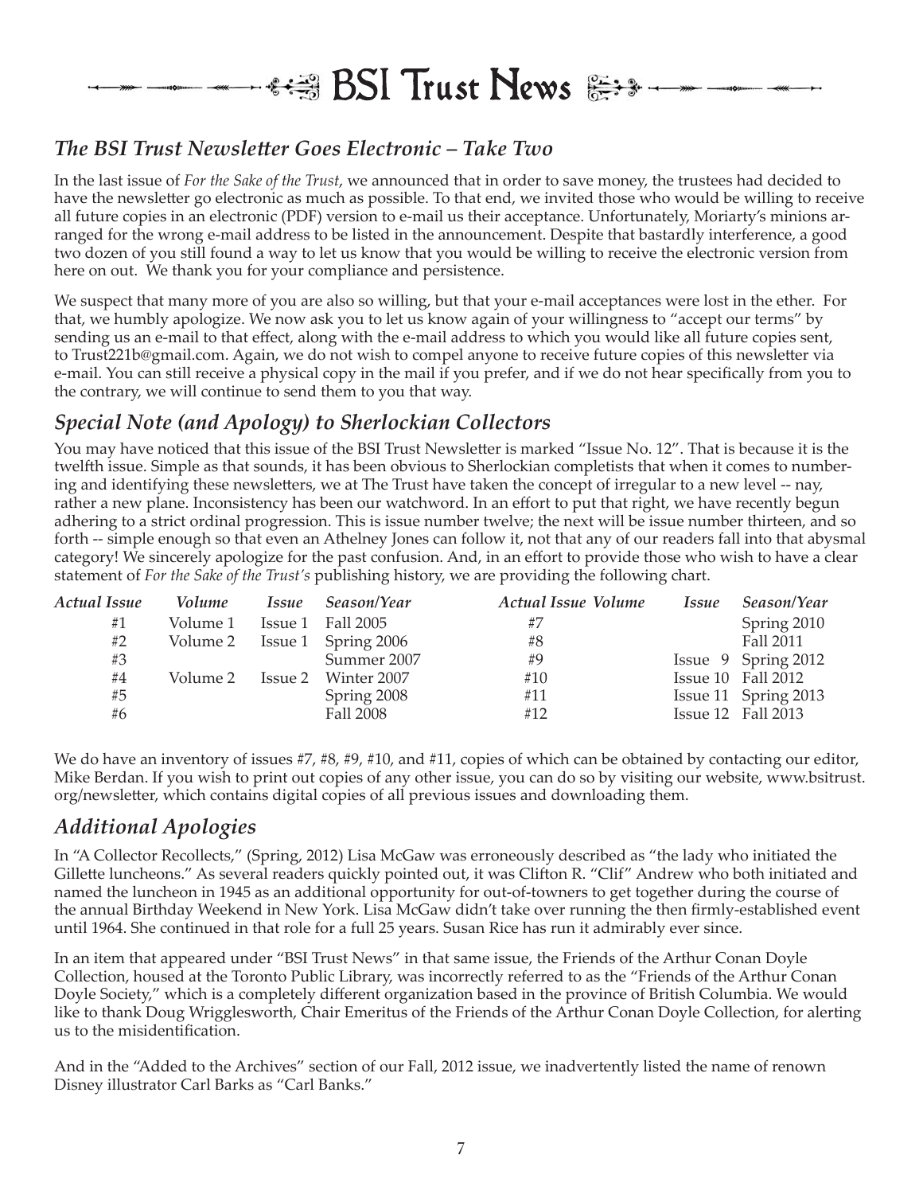# BSI Trust News

## *The BSI Trust Newsletter Goes Electronic – Take Two*

In the last issue of *For the Sake of the Trust*, we announced that in order to save money, the trustees had decided to have the newsletter go electronic as much as possible. To that end, we invited those who would be willing to receive all future copies in an electronic (PDF) version to e-mail us their acceptance. Unfortunately, Moriarty's minions arranged for the wrong e-mail address to be listed in the announcement. Despite that bastardly interference, a good two dozen of you still found a way to let us know that you would be willing to receive the electronic version from here on out. We thank you for your compliance and persistence.

We suspect that many more of you are also so willing, but that your e-mail acceptances were lost in the ether. For that, we humbly apologize. We now ask you to let us know again of your willingness to "accept our terms" by sending us an e-mail to that effect, along with the e-mail address to which you would like all future copies sent, to Trust221b@gmail.com. Again, we do not wish to compel anyone to receive future copies of this newsletter via e-mail. You can still receive a physical copy in the mail if you prefer, and if we do not hear specifically from you to the contrary, we will continue to send them to you that way.

## *Special Note (and Apology) to Sherlockian Collectors*

You may have noticed that this issue of the BSI Trust Newsletter is marked "Issue No. 12". That is because it is the twelfth issue. Simple as that sounds, it has been obvious to Sherlockian completists that when it comes to numbering and identifying these newsletters, we at The Trust have taken the concept of irregular to a new level -- nay, rather a new plane. Inconsistency has been our watchword. In an effort to put that right, we have recently begun adhering to a strict ordinal progression. This is issue number twelve; the next will be issue number thirteen, and so forth -- simple enough so that even an Athelney Jones can follow it, not that any of our readers fall into that abysmal category! We sincerely apologize for the past confusion. And, in an effort to provide those who wish to have a clear statement of *For the Sake of the Trust's* publishing history, we are providing the following chart.

| *Actual Issue* | *Volume* | *Issue* | *Season/Year* |
|---|---|---|---|
| #1 | Volume 1 | Issue 1 | Fall 2005 |
| #2 | Volume 2 | Issue 1 | Spring 2006 |
| #3 | | | Summer 2007 |
| #4 | Volume 2 | Issue 2 | Winter 2007 |
| #5 | | | Spring 2008 |
| #6 | | | Fall 2008 |
| #7 | | | Spring 2010 |
| #8 | | | Fall 2011 |
| #9 | | Issue 9 | Spring 2012 |
| #10 | | Issue 10 | Fall 2012 |
| #11 | | Issue 11 | Spring 2013 |
| #12 | | Issue 12 | Fall 2013 |

We do have an inventory of issues #7, #8, #9, #10, and #11, copies of which can be obtained by contacting our editor, Mike Berdan. If you wish to print out copies of any other issue, you can do so by visiting our website, www.bsitrust.org/newsletter, which contains digital copies of all previous issues and downloading them.

## *Additional Apologies*

In "A Collector Recollects," (Spring, 2012) Lisa McGaw was erroneously described as "the lady who initiated the Gillette luncheons." As several readers quickly pointed out, it was Clifton R. "Clif" Andrew who both initiated and named the luncheon in 1945 as an additional opportunity for out-of-towners to get together during the course of the annual Birthday Weekend in New York. Lisa McGaw didn't take over running the then firmly-established event until 1964. She continued in that role for a full 25 years. Susan Rice has run it admirably ever since.

In an item that appeared under "BSI Trust News" in that same issue, the Friends of the Arthur Conan Doyle Collection, housed at the Toronto Public Library, was incorrectly referred to as the "Friends of the Arthur Conan Doyle Society," which is a completely different organization based in the province of British Columbia. We would like to thank Doug Wrigglesworth, Chair Emeritus of the Friends of the Arthur Conan Doyle Collection, for alerting us to the misidentification.

And in the "Added to the Archives" section of our Fall, 2012 issue, we inadvertently listed the name of renown Disney illustrator Carl Barks as "Carl Banks."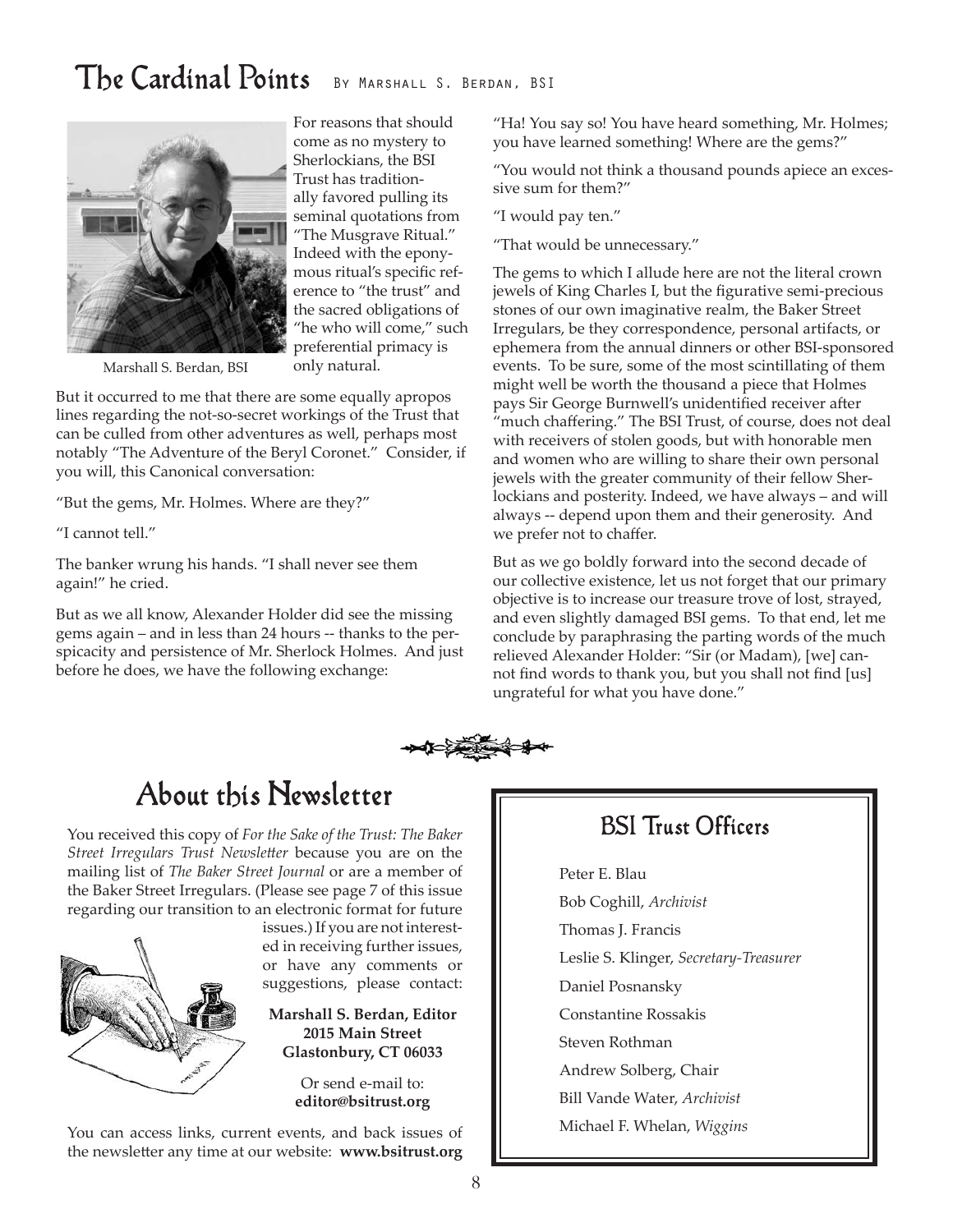# The Cardinal Points

By Marshall S. Berdan, BSI

Marshall S. Berdan, BSI

For reasons that should come as no mystery to Sherlockians, the BSI Trust has traditionally favored pulling its seminal quotations from "The Musgrave Ritual." Indeed with the eponymous ritual's specific reference to "the trust" and the sacred obligations of "he who will come," such preferential primacy is only natural.

But it occurred to me that there are some equally apropos lines regarding the not-so-secret workings of the Trust that can be culled from other adventures as well, perhaps most notably "The Adventure of the Beryl Coronet." Consider, if you will, this Canonical conversation:

"But the gems, Mr. Holmes. Where are they?"

"I cannot tell."

The banker wrung his hands. "I shall never see them again!" he cried.

But as we all know, Alexander Holder did see the missing gems again – and in less than 24 hours -- thanks to the perspicacity and persistence of Mr. Sherlock Holmes. And just before he does, we have the following exchange:

"Ha! You say so! You have heard something, Mr. Holmes; you have learned something! Where are the gems?"

"You would not think a thousand pounds apiece an excessive sum for them?"

"I would pay ten."

"That would be unnecessary."

The gems to which I allude here are not the literal crown jewels of King Charles I, but the figurative semi-precious stones of our own imaginative realm, the Baker Street Irregulars, be they correspondence, personal artifacts, or ephemera from the annual dinners or other BSI-sponsored events. To be sure, some of the most scintillating of them might well be worth the thousand a piece that Holmes pays Sir George Burnwell's unidentified receiver after "much chaffering." The BSI Trust, of course, does not deal with receivers of stolen goods, but with honorable men and women who are willing to share their own personal jewels with the greater community of their fellow Sherlockians and posterity. Indeed, we have always – and will always -- depend upon them and their generosity. And we prefer not to chaffer.

But as we go boldly forward into the second decade of our collective existence, let us not forget that our primary objective is to increase our treasure trove of lost, strayed, and even slightly damaged BSI gems. To that end, let me conclude by paraphrasing the parting words of the much relieved Alexander Holder: "Sir (or Madam), [we] cannot find words to thank you, but you shall not find [us] ungrateful for what you have done."

# About this Newsletter

You received this copy of *For the Sake of the Trust: The Baker Street Irregulars Trust Newsletter* because you are on the mailing list of *The Baker Street Journal* or are a member of the Baker Street Irregulars. (Please see page 7 of this issue regarding our transition to an electronic format for future issues.) If you are not interested in receiving further issues, or have any comments or suggestions, please contact:

**Marshall S. Berdan, Editor**
**2015 Main Street**
**Glastonbury, CT 06033**

Or send e-mail to:
**editor@bsitrust.org**

You can access links, current events, and back issues of the newsletter any time at our website: **www.bsitrust.org**

## BSI Trust Officers

Peter E. Blau
Bob Coghill, *Archivist*
Thomas J. Francis
Leslie S. Klinger, *Secretary-Treasurer*
Daniel Posnansky
Constantine Rossakis
Steven Rothman
Andrew Solberg, Chair
Bill Vande Water, *Archivist*
Michael F. Whelan, *Wiggins*